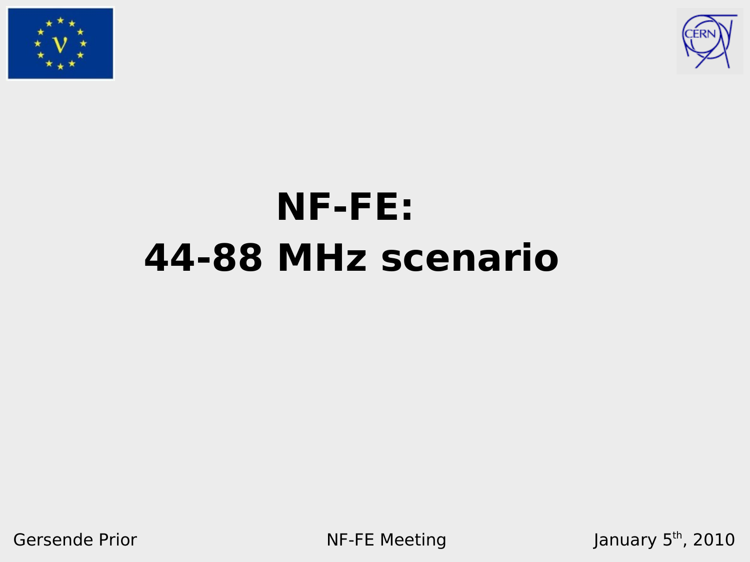# NF-FE:
# 44-88 MHz scenario

Gersende Prior

NF-FE Meeting

January 5th, 2010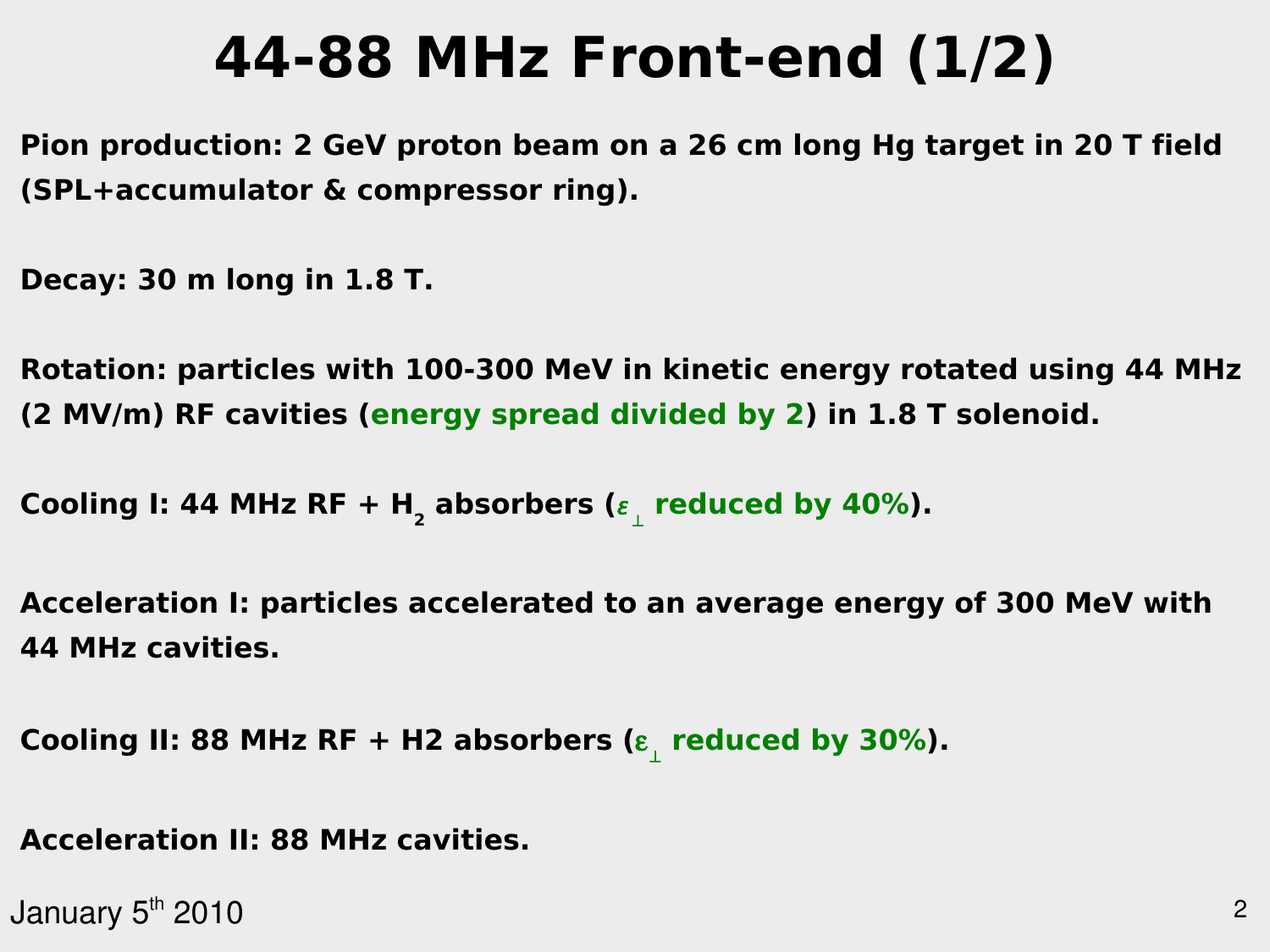# 44-88 MHz Front-end (1/2)

**Pion production: 2 GeV proton beam on a 26 cm long Hg target in 20 T field (SPL+accumulator & compressor ring).**

**Decay: 30 m long in 1.8 T.**

**Rotation: particles with 100-300 MeV in kinetic energy rotated using 44 MHz (2 MV/m) RF cavities (energy spread divided by 2) in 1.8 T solenoid.**

**Cooling I: 44 MHz RF + $H_2$ absorbers ($\varepsilon_\perp$ reduced by 40%).**

**Acceleration I: particles accelerated to an average energy of 300 MeV with 44 MHz cavities.**

**Cooling II: 88 MHz RF + H2 absorbers ($\varepsilon_\perp$ reduced by 30%).**

**Acceleration II: 88 MHz cavities.**

January 5th 2010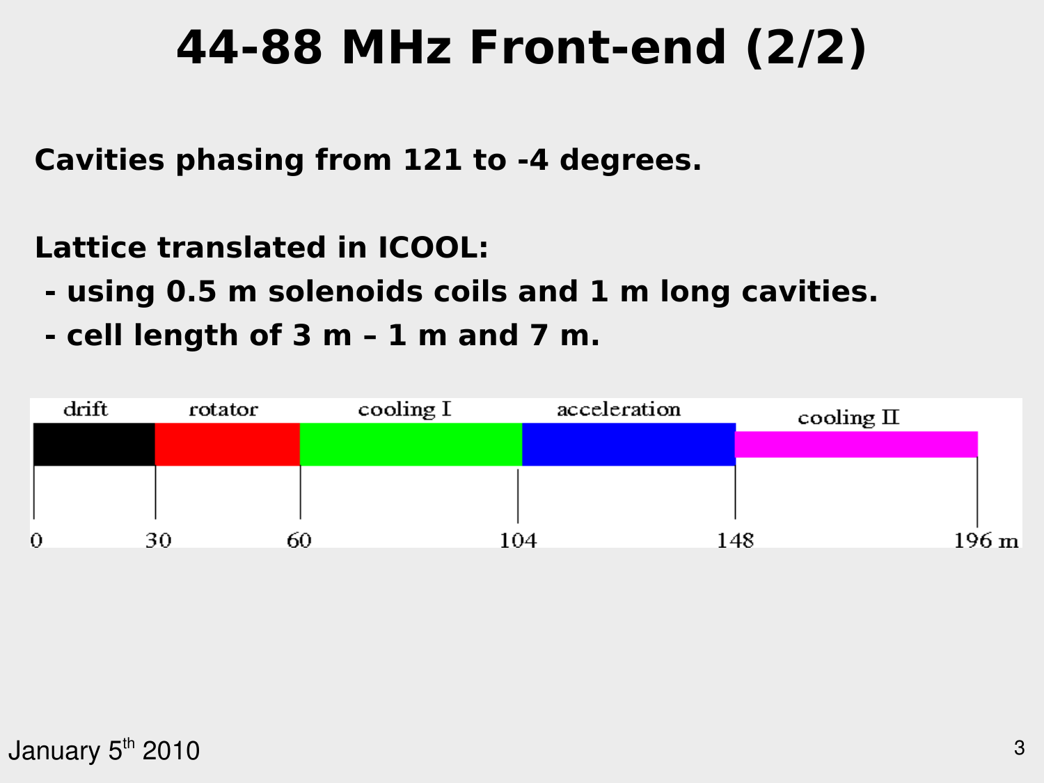# 44-88 MHz Front-end (2/2)

**Cavities phasing from 121 to -4 degrees.**

**Lattice translated in ICOOL:**

- **using 0.5 m solenoids coils and 1 m long cavities.**
- **cell length of 3 m – 1 m and 7 m.**

| drift | rotator | cooling I | acceleration | cooling II |
|---|---|---|---|---|
| 0–30 | 30–60 | 60–104 | 104–148 | 148–196 m |

January 5th 2010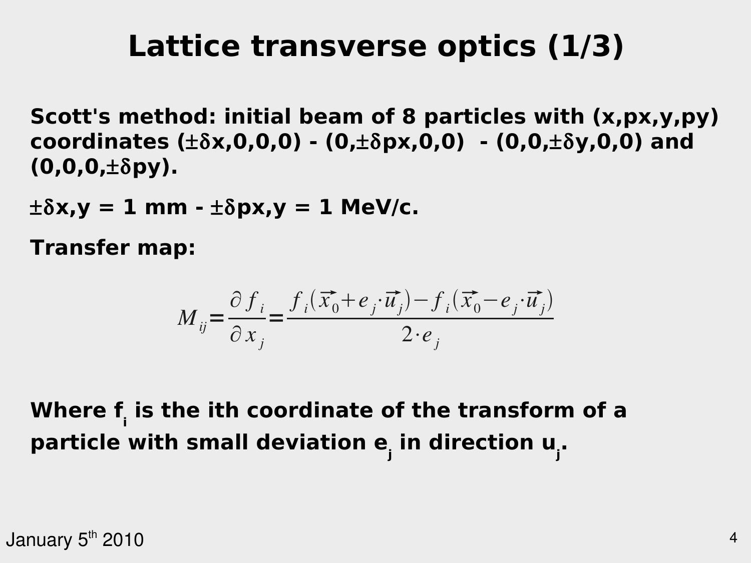# Lattice transverse optics (1/3)

**Scott's method: initial beam of 8 particles with (x,px,y,py) coordinates (±δx,0,0,0) - (0,±δpx,0,0) - (0,0,±δy,0,0) and (0,0,0,±δpy).**

**±δx,y = 1 mm - ±δpx,y = 1 MeV/c.**

**Transfer map:**

$$M_{ij} = \frac{\partial f_i}{\partial x_j} = \frac{f_i(\vec{x_0} + e_j \cdot \vec{u_j}) - f_i(\vec{x_0} - e_j \cdot \vec{u_j})}{2 \cdot e_j}$$

**Where $f_i$ is the ith coordinate of the transform of a particle with small deviation $e_j$ in direction $u_j$.**

January 5th 2010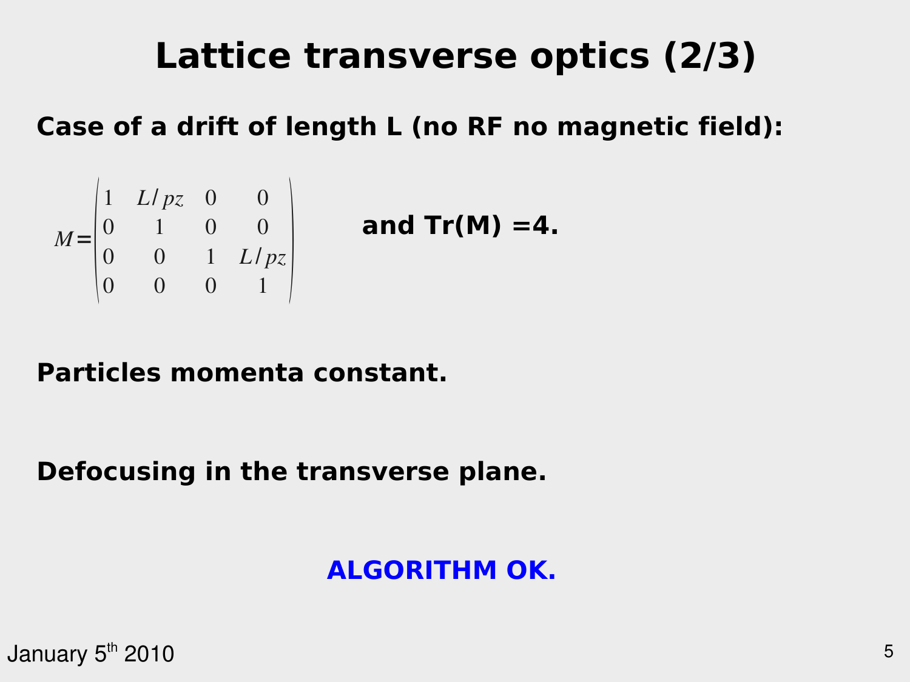# Lattice transverse optics (2/3)

**Case of a drift of length L (no RF no magnetic field):**

$$M = \begin{pmatrix} 1 & L/pz & 0 & 0 \\ 0 & 1 & 0 & 0 \\ 0 & 0 & 1 & L/pz \\ 0 & 0 & 0 & 1 \end{pmatrix}$$

**and Tr(M) =4.**

**Particles momenta constant.**

**Defocusing in the transverse plane.**

**ALGORITHM OK.**

January 5th 2010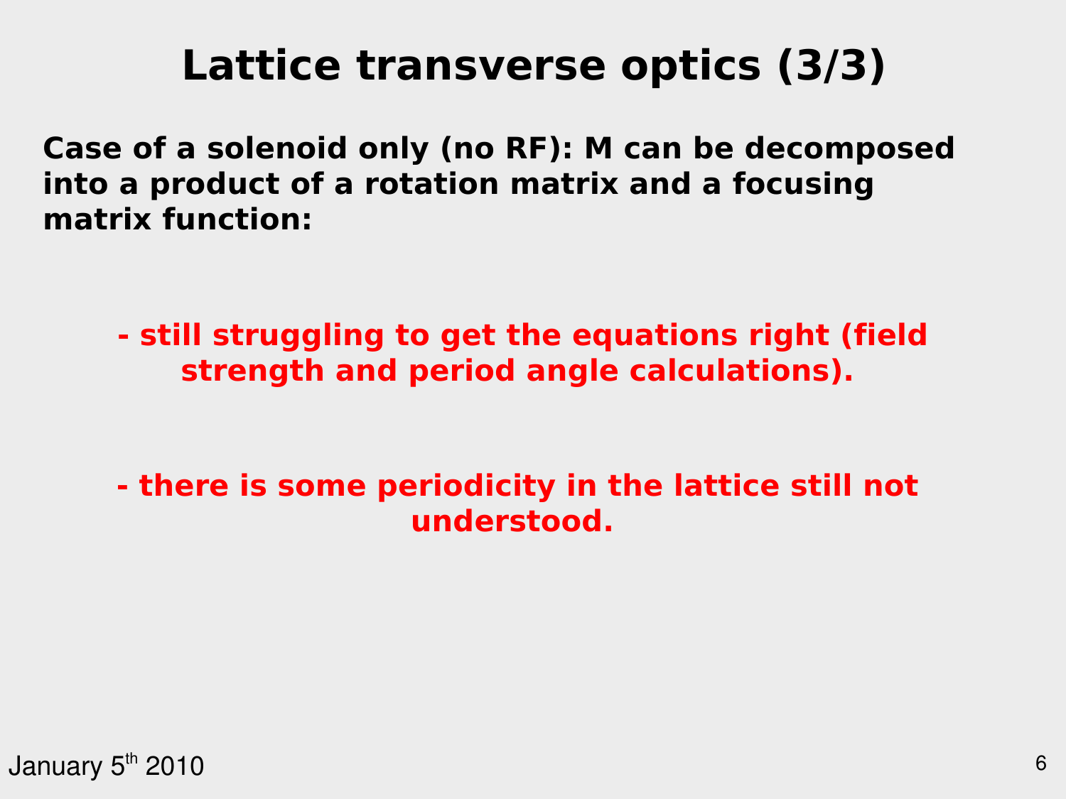# Lattice transverse optics (3/3)

**Case of a solenoid only (no RF): M can be decomposed into a product of a rotation matrix and a focusing matrix function:**

**- still struggling to get the equations right (field strength and period angle calculations).**

**- there is some periodicity in the lattice still not understood.**

January 5th 2010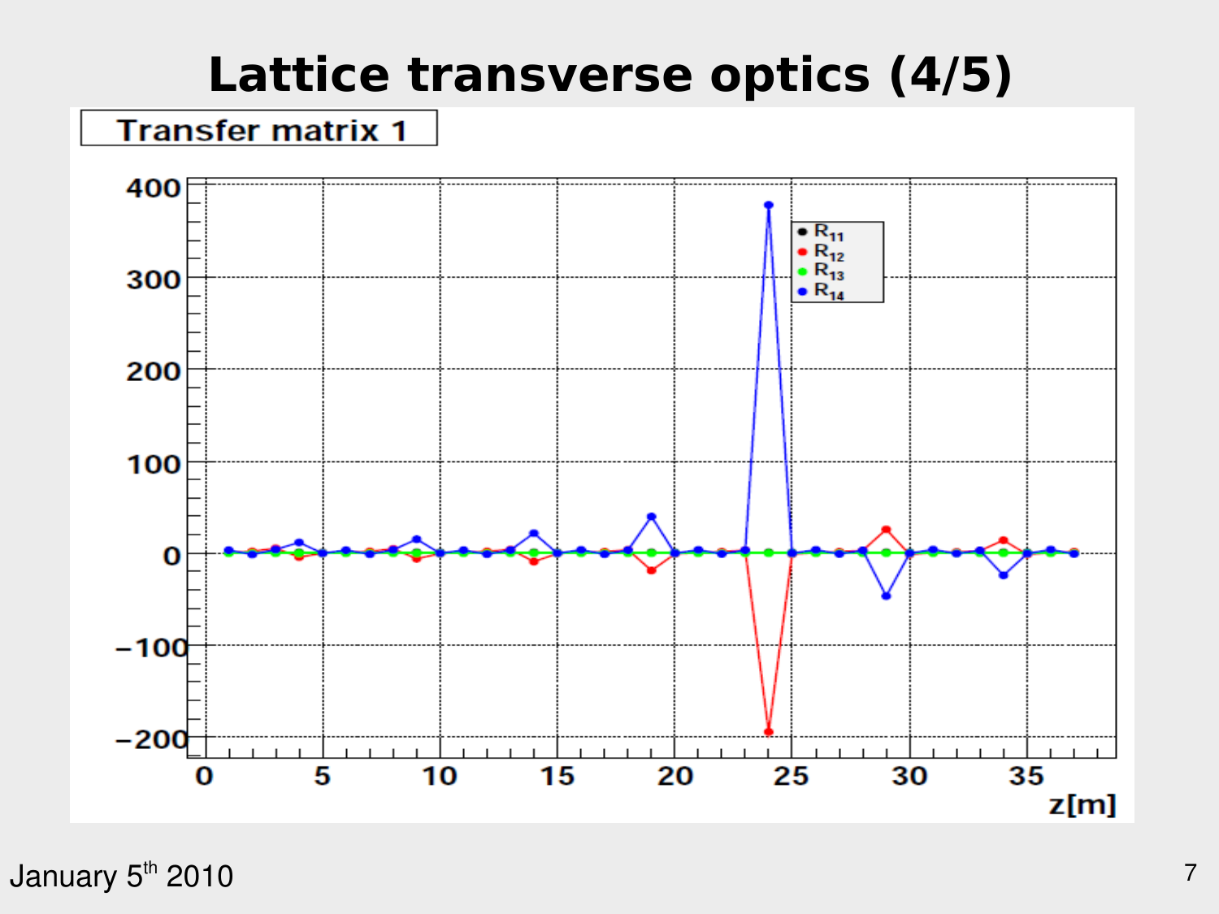# Lattice transverse optics (4/5)

Transfer matrix 1

Legend: $R_{11}$, $R_{12}$, $R_{13}$, $R_{14}$

z[m]

January 5th 2010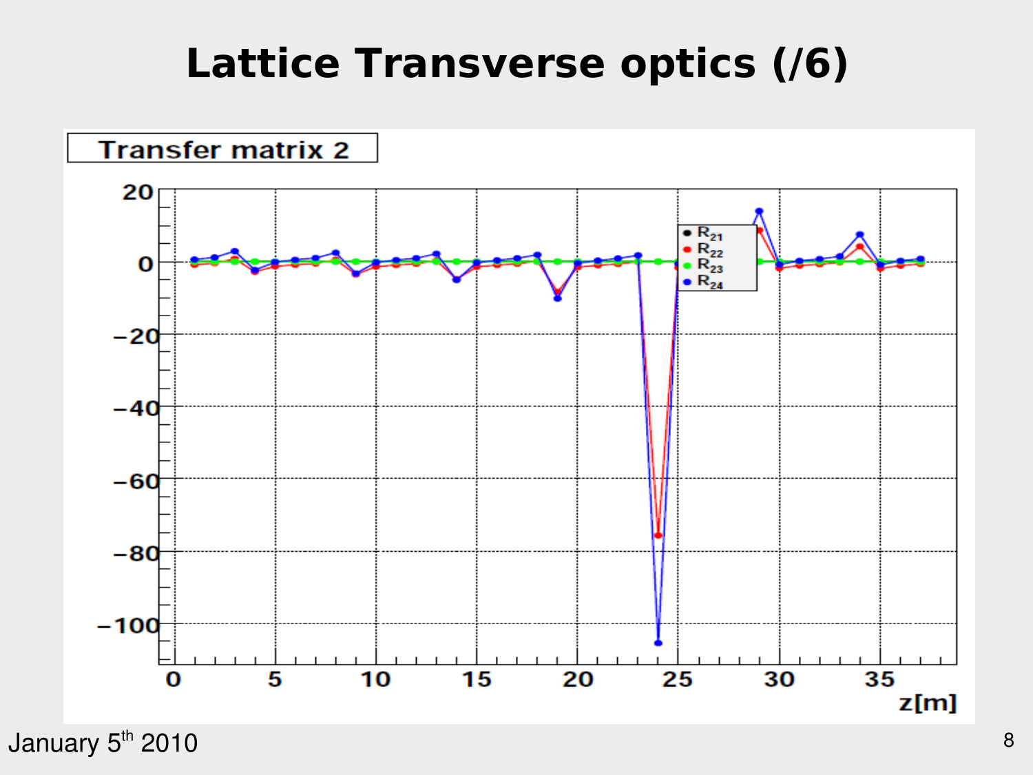# Lattice Transverse optics (/6)

January 5th 2010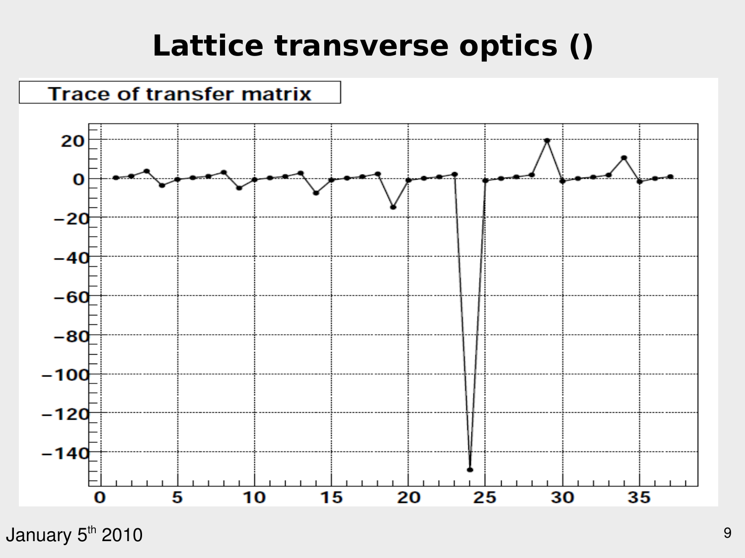# Lattice transverse optics ()

Trace of transfer matrix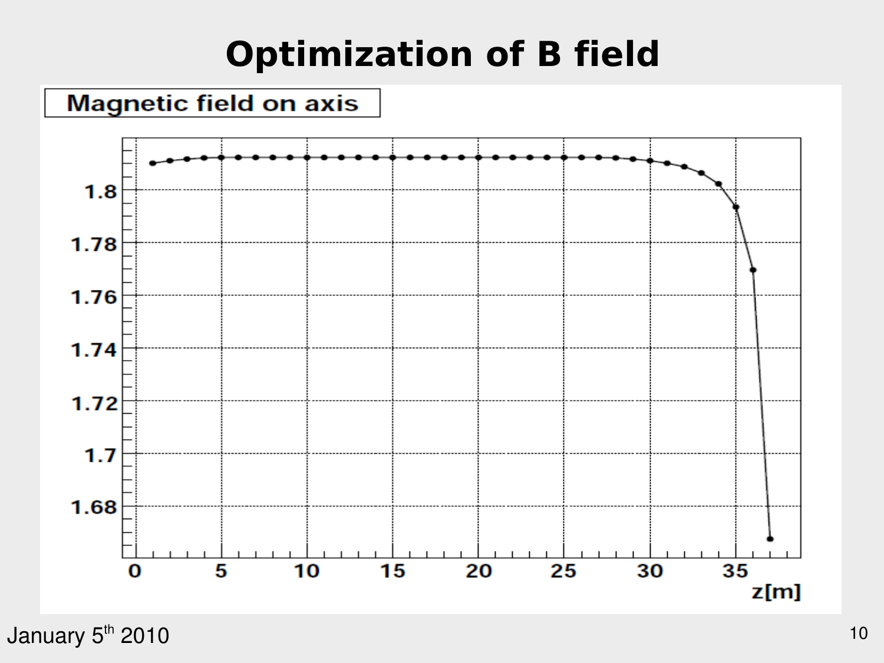# Optimization of B field

Magnetic field on axis

z[m]

January 5th 2010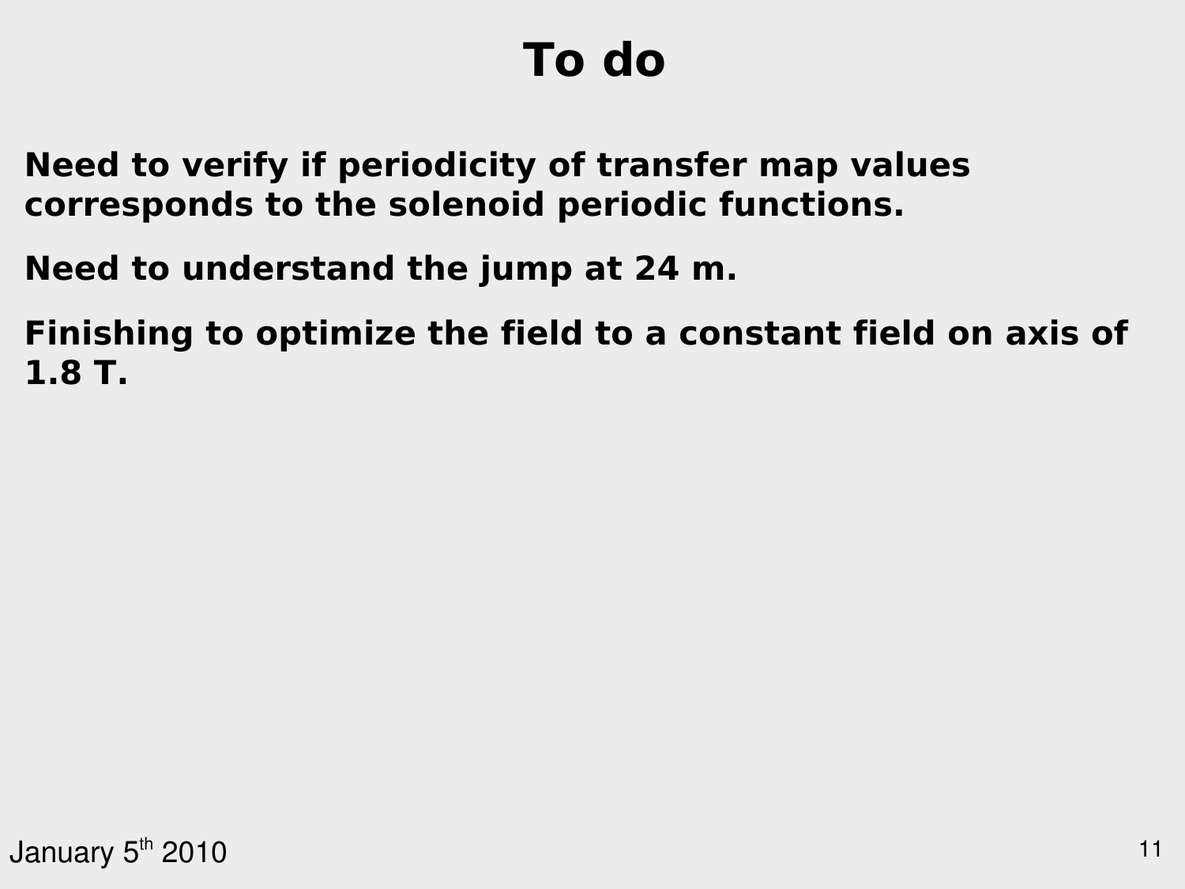# To do

**Need to verify if periodicity of transfer map values corresponds to the solenoid periodic functions.**

**Need to understand the jump at 24 m.**

**Finishing to optimize the field to a constant field on axis of 1.8 T.**